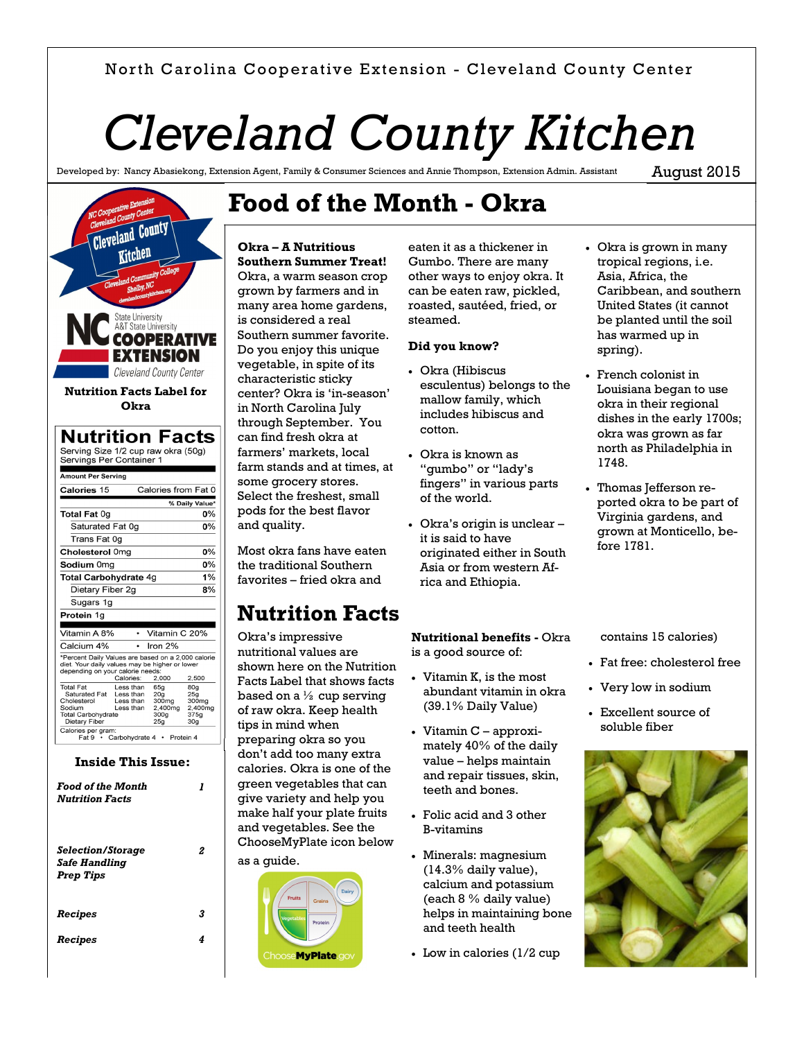North Carolina Cooperative Extension - Cleveland County Center

# Cleveland County Kitchen

Developed by: Nancy Abasiekong, Extension Agent, Family & Consumer Sciences and Annie Thompson, Extension Admin. Assistant

August 2015

**Nutrition Facts Label for Okra**

| Nutrition Facts | |
|---|---|
| Serving Size 1/2 cup raw okra (50g) | |
| Servings Per Container 1 | |
| **Amount Per Serving** | |
| **Calories** 15 | Calories from Fat 0 |
| | **% Daily Value*** |
| **Total Fat** 0g | 0% |
| Saturated Fat 0g | 0% |
| Trans Fat 0g | |
| **Cholesterol** 0mg | 0% |
| **Sodium** 0mg | 0% |
| **Total Carbohydrate** 4g | 1% |
| Dietary Fiber 2g | 8% |
| Sugars 1g | |
| **Protein** 1g | |
| Vitamin A 8% • Vitamin C 20% | |
| Calcium 4% • Iron 2% | |

*Percent Daily Values are based on a 2,000 calorie diet. Your daily values may be higher or lower depending on your calorie needs:

| | Calories: | 2,000 | 2,500 |
|---|---|---|---|
| Total Fat | Less than | 65g | 80g |
| Saturated Fat | Less than | 20g | 25g |
| Cholesterol | Less than | 300mg | 300mg |
| Sodium | Less than | 2,400mg | 2,400mg |
| Total Carbohydrate | | 300g | 375g |
| Dietary Fiber | | 25g | 30g |

Calories per gram:
Fat 9 • Carbohydrate 4 • Protein 4

**Inside This Issue:**

| | |
|---|---|
| ***Food of the Month*** ***Nutrition Facts*** | *1* |
| ***Selection/Storage*** ***Safe Handling*** ***Prep Tips*** | *2* |
| ***Recipes*** | *3* |
| ***Recipes*** | *4* |

## Food of the Month - Okra

**Okra – A Nutritious Southern Summer Treat!** Okra, a warm season crop grown by farmers and in many area home gardens, is considered a real Southern summer favorite. Do you enjoy this unique vegetable, in spite of its characteristic sticky center? Okra is 'in-season' in North Carolina July through September. You can find fresh okra at farmers' markets, local farm stands and at times, at some grocery stores. Select the freshest, small pods for the best flavor and quality.

Most okra fans have eaten the traditional Southern favorites – fried okra and eaten it as a thickener in Gumbo. There are many other ways to enjoy okra. It can be eaten raw, pickled, roasted, sautéed, fried, or steamed.

**Did you know?**

- Okra (Hibiscus esculentus) belongs to the mallow family, which includes hibiscus and cotton.
- Okra is known as "gumbo" or "lady's fingers" in various parts of the world.
- Okra's origin is unclear – it is said to have originated either in South Asia or from western Africa and Ethiopia.
- Okra is grown in many tropical regions, i.e. Asia, Africa, the Caribbean, and southern United States (it cannot be planted until the soil has warmed up in spring).
- French colonist in Louisiana began to use okra in their regional dishes in the early 1700s; okra was grown as far north as Philadelphia in 1748.
- Thomas Jefferson reported okra to be part of Virginia gardens, and grown at Monticello, before 1781.

## Nutrition Facts

Okra's impressive nutritional values are shown here on the Nutrition Facts Label that shows facts based on a ½ cup serving of raw okra. Keep health tips in mind when preparing okra so you don't add too many extra calories. Okra is one of the green vegetables that can give variety and help you make half your plate fruits and vegetables. See the ChooseMyPlate icon below as a guide.

**Nutritional benefits -** Okra is a good source of:

- Vitamin K, is the most abundant vitamin in okra (39.1% Daily Value)
- Vitamin C – approximately 40% of the daily value – helps maintain and repair tissues, skin, teeth and bones.
- Folic acid and 3 other B-vitamins
- Minerals: magnesium (14.3% daily value), calcium and potassium (each 8 % daily value) helps in maintaining bone and teeth health
- Low in calories (1/2 cup contains 15 calories)
- Fat free: cholesterol free
- Very low in sodium
- Excellent source of soluble fiber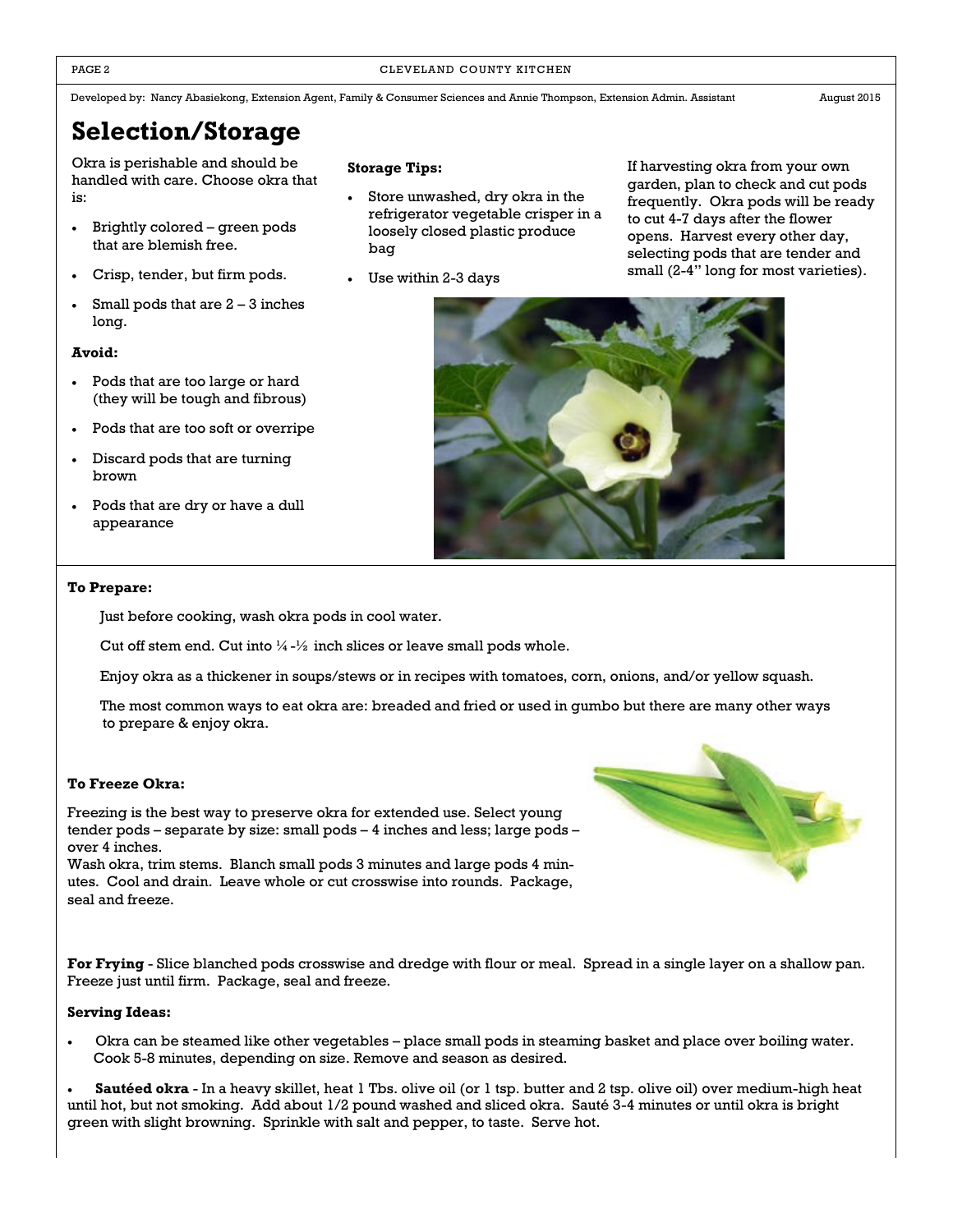Developed by: Nancy Abasiekong, Extension Agent, Family & Consumer Sciences and Annie Thompson, Extension Admin. Assistant August 2015

# Selection/Storage

Okra is perishable and should be handled with care. Choose okra that is:

- Brightly colored – green pods that are blemish free.
- Crisp, tender, but firm pods.
- Small pods that are 2 – 3 inches long.

**Avoid:**

- Pods that are too large or hard (they will be tough and fibrous)
- Pods that are too soft or overripe
- Discard pods that are turning brown
- Pods that are dry or have a dull appearance

**Storage Tips:**

- Store unwashed, dry okra in the refrigerator vegetable crisper in a loosely closed plastic produce bag
- Use within 2-3 days

If harvesting okra from your own garden, plan to check and cut pods frequently. Okra pods will be ready to cut 4-7 days after the flower opens. Harvest every other day, selecting pods that are tender and small (2-4" long for most varieties).

**To Prepare:**

Just before cooking, wash okra pods in cool water.

Cut off stem end. Cut into ¼ -½ inch slices or leave small pods whole.

Enjoy okra as a thickener in soups/stews or in recipes with tomatoes, corn, onions, and/or yellow squash.

The most common ways to eat okra are: breaded and fried or used in gumbo but there are many other ways to prepare & enjoy okra.

**To Freeze Okra:**

Freezing is the best way to preserve okra for extended use. Select young tender pods – separate by size: small pods – 4 inches and less; large pods – over 4 inches.

Wash okra, trim stems. Blanch small pods 3 minutes and large pods 4 minutes. Cool and drain. Leave whole or cut crosswise into rounds. Package, seal and freeze.

**For Frying** - Slice blanched pods crosswise and dredge with flour or meal. Spread in a single layer on a shallow pan. Freeze just until firm. Package, seal and freeze.

**Serving Ideas:**

- Okra can be steamed like other vegetables – place small pods in steaming basket and place over boiling water. Cook 5-8 minutes, depending on size. Remove and season as desired.
- **Sautéed okra** - In a heavy skillet, heat 1 Tbs. olive oil (or 1 tsp. butter and 2 tsp. olive oil) over medium-high heat until hot, but not smoking. Add about 1/2 pound washed and sliced okra. Sauté 3-4 minutes or until okra is bright green with slight browning. Sprinkle with salt and pepper, to taste. Serve hot.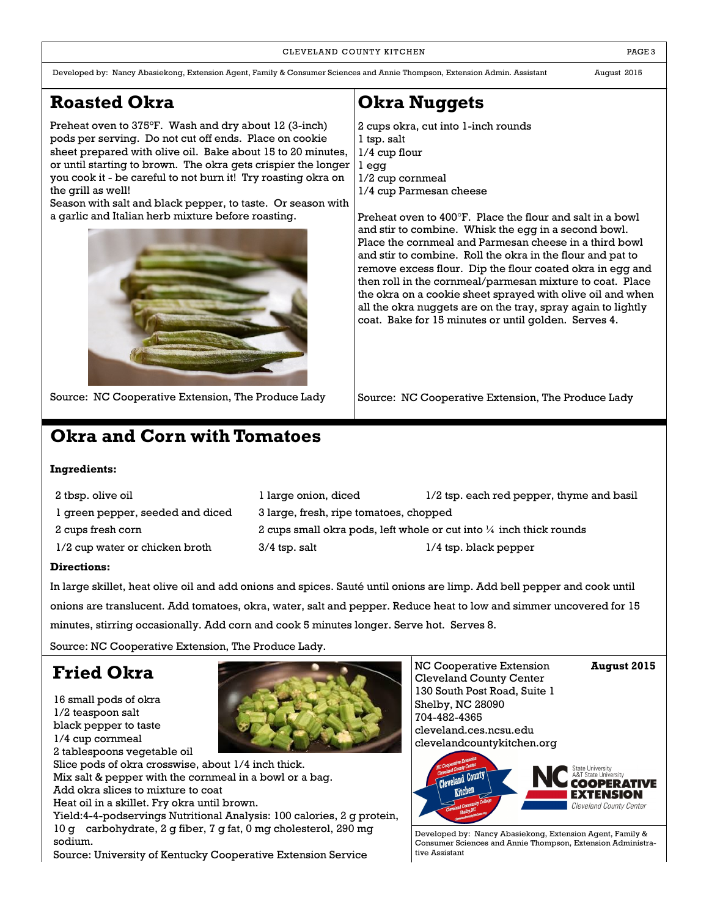Developed by: Nancy Abasiekong, Extension Agent, Family & Consumer Sciences and Annie Thompson, Extension Admin. Assistant — August 2015

## Roasted Okra

Preheat oven to 375°F. Wash and dry about 12 (3-inch) pods per serving. Do not cut off ends. Place on cookie sheet prepared with olive oil. Bake about 15 to 20 minutes, or until starting to brown. The okra gets crispier the longer you cook it - be careful to not burn it! Try roasting okra on the grill as well!

Season with salt and black pepper, to taste. Or season with a garlic and Italian herb mixture before roasting.

Source: NC Cooperative Extension, The Produce Lady

## Okra Nuggets

2 cups okra, cut into 1-inch rounds
1 tsp. salt
1/4 cup flour
1 egg
1/2 cup cornmeal
1/4 cup Parmesan cheese

Preheat oven to 400°F. Place the flour and salt in a bowl and stir to combine. Whisk the egg in a second bowl. Place the cornmeal and Parmesan cheese in a third bowl and stir to combine. Roll the okra in the flour and pat to remove excess flour. Dip the flour coated okra in egg and then roll in the cornmeal/parmesan mixture to coat. Place the okra on a cookie sheet sprayed with olive oil and when all the okra nuggets are on the tray, spray again to lightly coat. Bake for 15 minutes or until golden. Serves 4.

Source: NC Cooperative Extension, The Produce Lady

## Okra and Corn with Tomatoes

**Ingredients:**

- 2 tbsp. olive oil
- 1 large onion, diced
- 1/2 tsp. each red pepper, thyme and basil
- 1 green pepper, seeded and diced
- 3 large, fresh, ripe tomatoes, chopped
- 2 cups fresh corn
- 2 cups small okra pods, left whole or cut into ¼ inch thick rounds
- 1/2 cup water or chicken broth
- 3/4 tsp. salt
- 1/4 tsp. black pepper

**Directions:**

In large skillet, heat olive oil and add onions and spices. Sauté until onions are limp. Add bell pepper and cook until onions are translucent. Add tomatoes, okra, water, salt and pepper. Reduce heat to low and simmer uncovered for 15 minutes, stirring occasionally. Add corn and cook 5 minutes longer. Serve hot. Serves 8.

Source: NC Cooperative Extension, The Produce Lady.

## Fried Okra

16 small pods of okra
1/2 teaspoon salt
black pepper to taste
1/4 cup cornmeal
2 tablespoons vegetable oil

Slice pods of okra crosswise, about 1/4 inch thick.
Mix salt & pepper with the cornmeal in a bowl or a bag.
Add okra slices to mixture to coat
Heat oil in a skillet. Fry okra until brown.
Yield:4-4-podservings Nutritional Analysis: 100 calories, 2 g protein, 10 g carbohydrate, 2 g fiber, 7 g fat, 0 mg cholesterol, 290 mg sodium.
Source: University of Kentucky Cooperative Extension Service

NC Cooperative Extension
Cleveland County Center
130 South Post Road, Suite 1
Shelby, NC 28090
704-482-4365
cleveland.ces.ncsu.edu
clevelandcountykitchen.org

**August 2015**

Developed by: Nancy Abasiekong, Extension Agent, Family & Consumer Sciences and Annie Thompson, Extension Administrative Assistant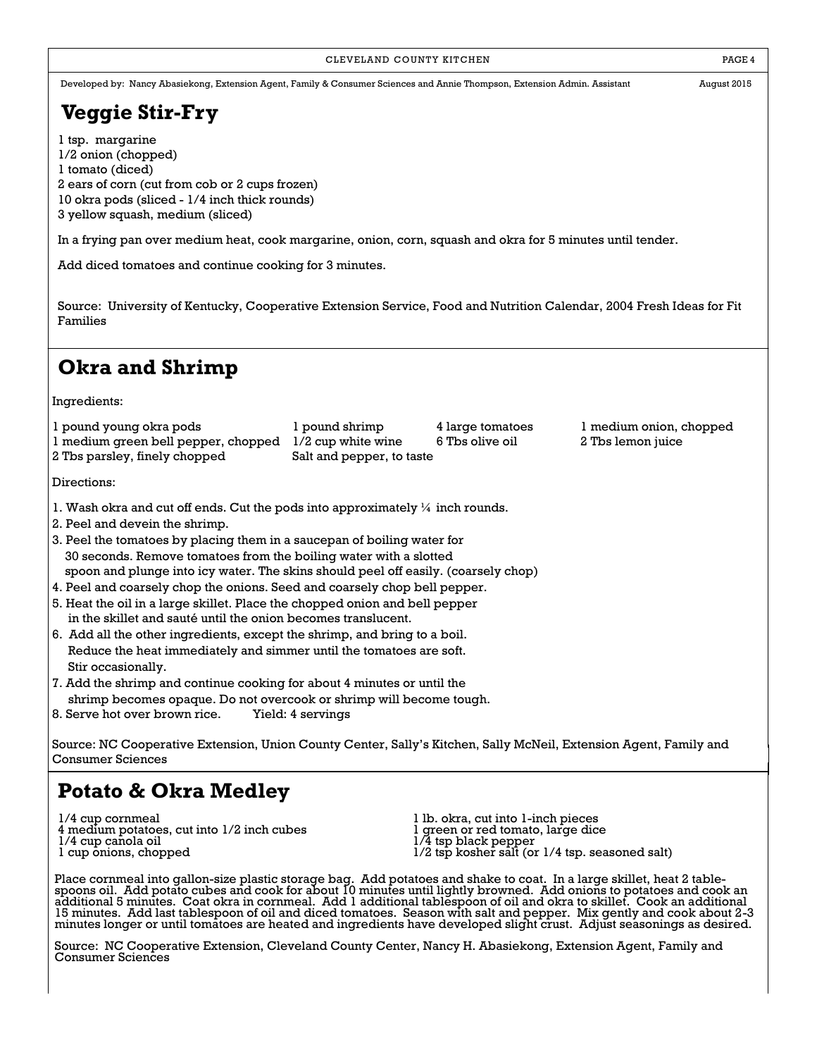Developed by: Nancy Abasiekong, Extension Agent, Family & Consumer Sciences and Annie Thompson, Extension Admin. Assistant August 2015

## Veggie Stir-Fry

1 tsp. margarine
1/2 onion (chopped)
1 tomato (diced)
2 ears of corn (cut from cob or 2 cups frozen)
10 okra pods (sliced - 1/4 inch thick rounds)
3 yellow squash, medium (sliced)

In a frying pan over medium heat, cook margarine, onion, corn, squash and okra for 5 minutes until tender.

Add diced tomatoes and continue cooking for 3 minutes.

Source: University of Kentucky, Cooperative Extension Service, Food and Nutrition Calendar, 2004 Fresh Ideas for Fit Families

## Okra and Shrimp

Ingredients:

1 pound young okra pods
1 medium green bell pepper, chopped
2 Tbs parsley, finely chopped
1 pound shrimp
1/2 cup white wine
Salt and pepper, to taste
4 large tomatoes
6 Tbs olive oil
1 medium onion, chopped
2 Tbs lemon juice

Directions:

1. Wash okra and cut off ends. Cut the pods into approximately ¼ inch rounds.
2. Peel and devein the shrimp.
3. Peel the tomatoes by placing them in a saucepan of boiling water for 30 seconds. Remove tomatoes from the boiling water with a slotted spoon and plunge into icy water. The skins should peel off easily. (coarsely chop)
4. Peel and coarsely chop the onions. Seed and coarsely chop bell pepper.
5. Heat the oil in a large skillet. Place the chopped onion and bell pepper in the skillet and sauté until the onion becomes translucent.
6. Add all the other ingredients, except the shrimp, and bring to a boil. Reduce the heat immediately and simmer until the tomatoes are soft. Stir occasionally.
7. Add the shrimp and continue cooking for about 4 minutes or until the shrimp becomes opaque. Do not overcook or shrimp will become tough.
8. Serve hot over brown rice. Yield: 4 servings

Source: NC Cooperative Extension, Union County Center, Sally's Kitchen, Sally McNeil, Extension Agent, Family and Consumer Sciences

## Potato & Okra Medley

1/4 cup cornmeal
4 medium potatoes, cut into 1/2 inch cubes
1/4 cup canola oil
1 cup onions, chopped
1 lb. okra, cut into 1-inch pieces
1 green or red tomato, large dice
1/4 tsp black pepper
1/2 tsp kosher salt (or 1/4 tsp. seasoned salt)

Place cornmeal into gallon-size plastic storage bag. Add potatoes and shake to coat. In a large skillet, heat 2 tablespoons oil. Add potato cubes and cook for about 10 minutes until lightly browned. Add onions to potatoes and cook an additional 5 minutes. Coat okra in cornmeal. Add 1 additional tablespoon of oil and okra to skillet. Cook an additional 15 minutes. Add last tablespoon of oil and diced tomatoes. Season with salt and pepper. Mix gently and cook about 2-3 minutes longer or until tomatoes are heated and ingredients have developed slight crust. Adjust seasonings as desired.

Source: NC Cooperative Extension, Cleveland County Center, Nancy H. Abasiekong, Extension Agent, Family and Consumer Sciences